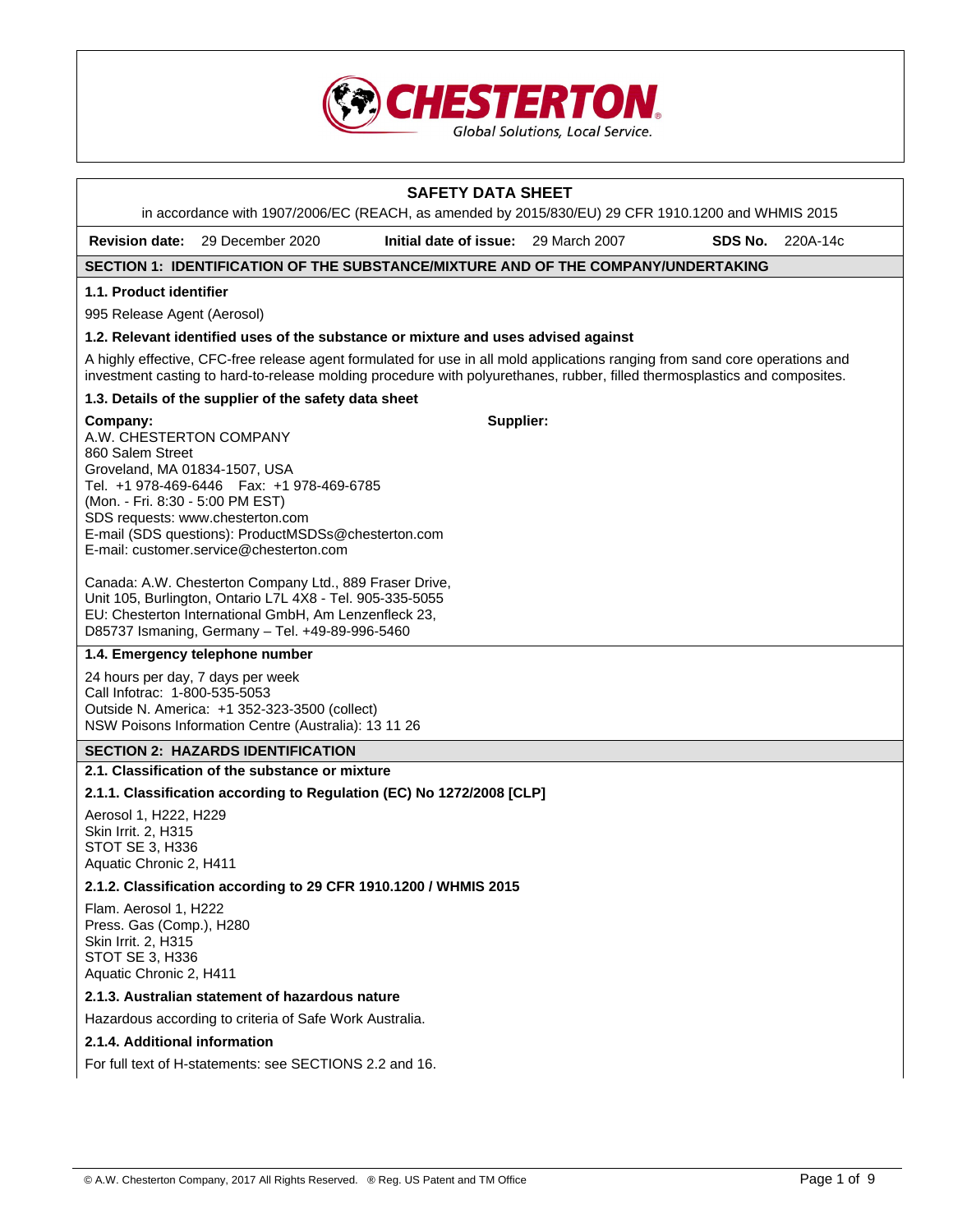CHESTERTON
Global Solutions, Local Service.

# SAFETY DATA SHEET

in accordance with 1907/2006/EC (REACH, as amended by 2015/830/EU) 29 CFR 1910.1200 and WHMIS 2015

**Revision date:** 29 December 2020 **Initial date of issue:** 29 March 2007 **SDS No.** 220A-14c

## SECTION 1: IDENTIFICATION OF THE SUBSTANCE/MIXTURE AND OF THE COMPANY/UNDERTAKING

### 1.1. Product identifier

995 Release Agent (Aerosol)

### 1.2. Relevant identified uses of the substance or mixture and uses advised against

A highly effective, CFC-free release agent formulated for use in all mold applications ranging from sand core operations and investment casting to hard-to-release molding procedure with polyurethanes, rubber, filled thermosplastics and composites.

### 1.3. Details of the supplier of the safety data sheet

**Company:**
A.W. CHESTERTON COMPANY
860 Salem Street
Groveland, MA 01834-1507, USA
Tel. +1 978-469-6446 Fax: +1 978-469-6785
(Mon. - Fri. 8:30 - 5:00 PM EST)
SDS requests: www.chesterton.com
E-mail (SDS questions): ProductMSDSs@chesterton.com
E-mail: customer.service@chesterton.com

Canada: A.W. Chesterton Company Ltd., 889 Fraser Drive, Unit 105, Burlington, Ontario L7L 4X8 - Tel. 905-335-5055
EU: Chesterton International GmbH, Am Lenzenfleck 23, D85737 Ismaning, Germany – Tel. +49-89-996-5460

**Supplier:**

### 1.4. Emergency telephone number

24 hours per day, 7 days per week
Call Infotrac: 1-800-535-5053
Outside N. America: +1 352-323-3500 (collect)
NSW Poisons Information Centre (Australia): 13 11 26

## SECTION 2: HAZARDS IDENTIFICATION

### 2.1. Classification of the substance or mixture

#### 2.1.1. Classification according to Regulation (EC) No 1272/2008 [CLP]

Aerosol 1, H222, H229
Skin Irrit. 2, H315
STOT SE 3, H336
Aquatic Chronic 2, H411

#### 2.1.2. Classification according to 29 CFR 1910.1200 / WHMIS 2015

Flam. Aerosol 1, H222
Press. Gas (Comp.), H280
Skin Irrit. 2, H315
STOT SE 3, H336
Aquatic Chronic 2, H411

#### 2.1.3. Australian statement of hazardous nature

Hazardous according to criteria of Safe Work Australia.

#### 2.1.4. Additional information

For full text of H-statements: see SECTIONS 2.2 and 16.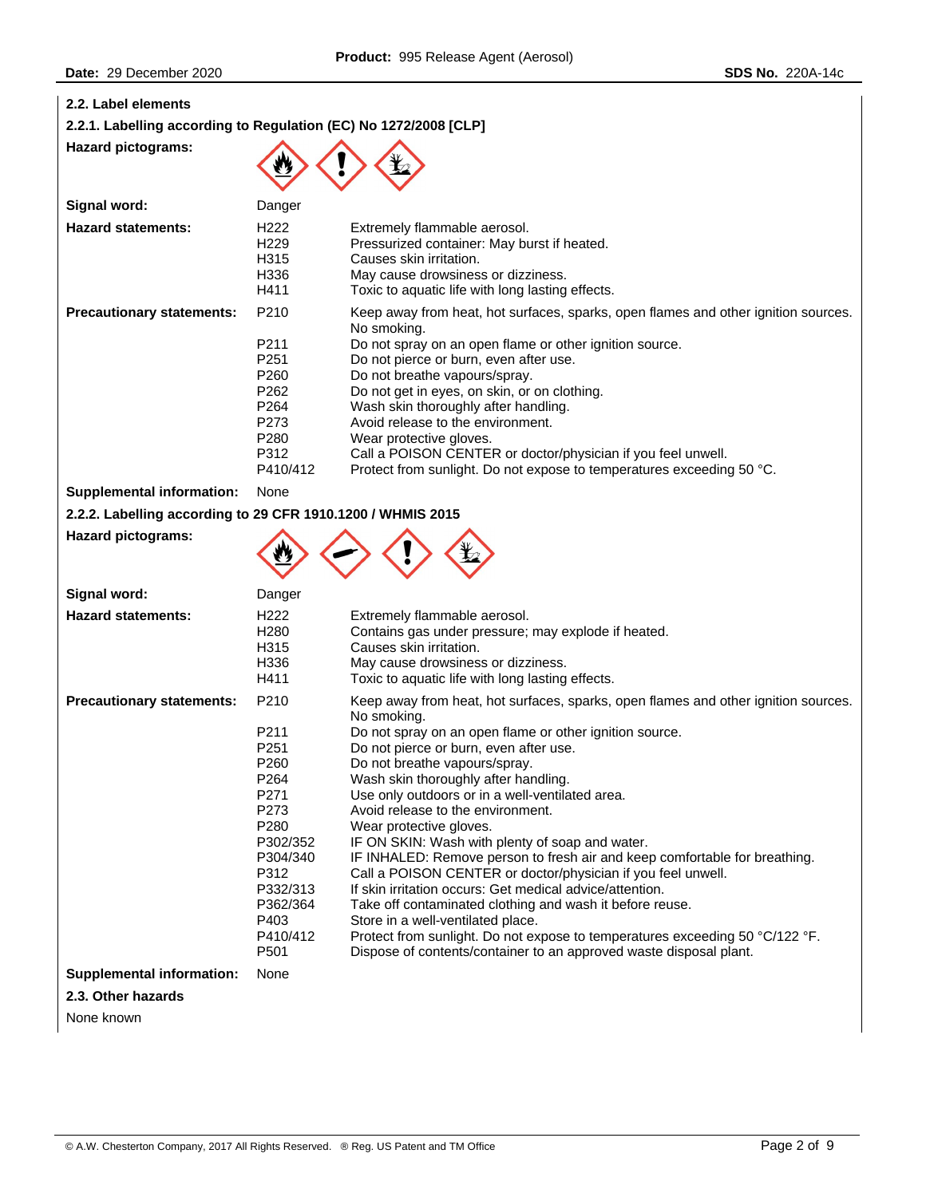### 2.2. Label elements

#### 2.2.1. Labelling according to Regulation (EC) No 1272/2008 [CLP]

**Hazard pictograms:**

**Signal word:** Danger

**Hazard statements:**

| | |
|---|---|
| H222 | Extremely flammable aerosol. |
| H229 | Pressurized container: May burst if heated. |
| H315 | Causes skin irritation. |
| H336 | May cause drowsiness or dizziness. |
| H411 | Toxic to aquatic life with long lasting effects. |

**Precautionary statements:**

| | |
|---|---|
| P210 | Keep away from heat, hot surfaces, sparks, open flames and other ignition sources. No smoking. |
| P211 | Do not spray on an open flame or other ignition source. |
| P251 | Do not pierce or burn, even after use. |
| P260 | Do not breathe vapours/spray. |
| P262 | Do not get in eyes, on skin, or on clothing. |
| P264 | Wash skin thoroughly after handling. |
| P273 | Avoid release to the environment. |
| P280 | Wear protective gloves. |
| P312 | Call a POISON CENTER or doctor/physician if you feel unwell. |
| P410/412 | Protect from sunlight. Do not expose to temperatures exceeding 50 °C. |

**Supplemental information:** None

#### 2.2.2. Labelling according to 29 CFR 1910.1200 / WHMIS 2015

**Hazard pictograms:**

**Signal word:** Danger

**Hazard statements:**

| | |
|---|---|
| H222 | Extremely flammable aerosol. |
| H280 | Contains gas under pressure; may explode if heated. |
| H315 | Causes skin irritation. |
| H336 | May cause drowsiness or dizziness. |
| H411 | Toxic to aquatic life with long lasting effects. |

**Precautionary statements:**

| | |
|---|---|
| P210 | Keep away from heat, hot surfaces, sparks, open flames and other ignition sources. No smoking. |
| P211 | Do not spray on an open flame or other ignition source. |
| P251 | Do not pierce or burn, even after use. |
| P260 | Do not breathe vapours/spray. |
| P264 | Wash skin thoroughly after handling. |
| P271 | Use only outdoors or in a well-ventilated area. |
| P273 | Avoid release to the environment. |
| P280 | Wear protective gloves. |
| P302/352 | IF ON SKIN: Wash with plenty of soap and water. |
| P304/340 | IF INHALED: Remove person to fresh air and keep comfortable for breathing. |
| P312 | Call a POISON CENTER or doctor/physician if you feel unwell. |
| P332/313 | If skin irritation occurs: Get medical advice/attention. |
| P362/364 | Take off contaminated clothing and wash it before reuse. |
| P403 | Store in a well-ventilated place. |
| P410/412 | Protect from sunlight. Do not expose to temperatures exceeding 50 °C/122 °F. |
| P501 | Dispose of contents/container to an approved waste disposal plant. |

**Supplemental information:** None

### 2.3. Other hazards

None known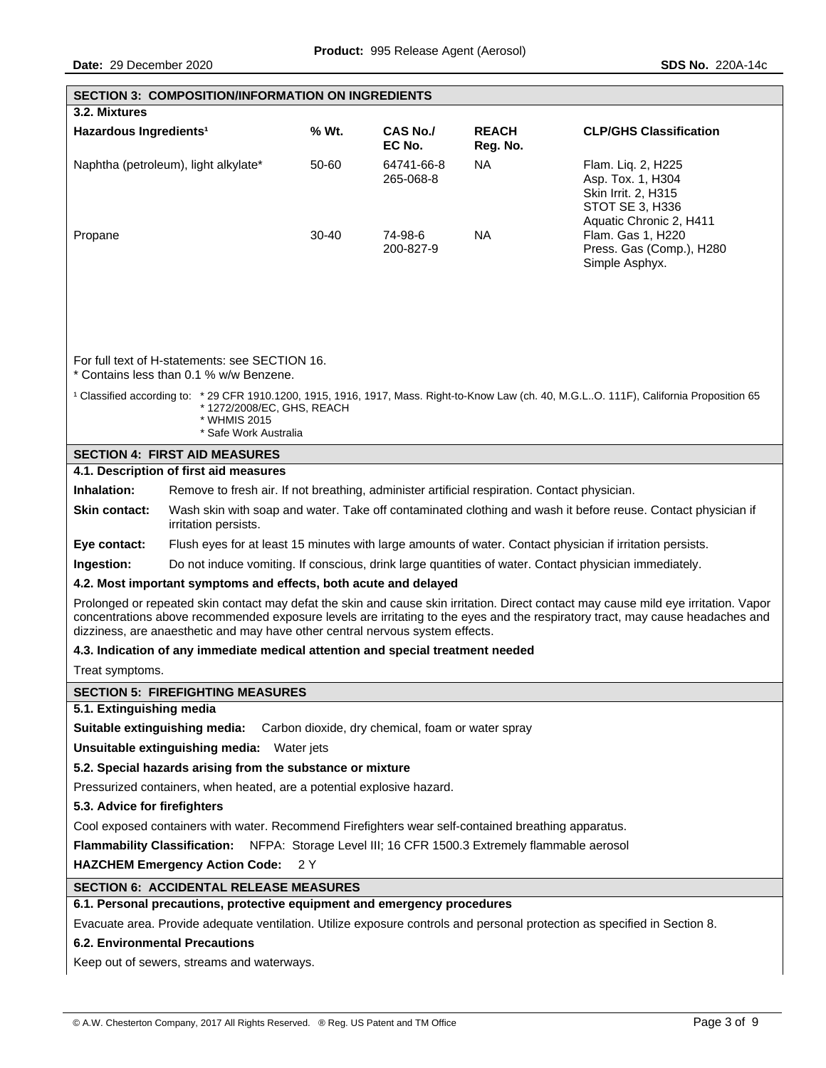## SECTION 3: COMPOSITION/INFORMATION ON INGREDIENTS

### 3.2. Mixtures

| Hazardous Ingredients[1] | % Wt. | CAS No./ EC No. | REACH Reg. No. | CLP/GHS Classification |
|---|---|---|---|---|
| Naphtha (petroleum), light alkylate* | 50-60 | 64741-66-8 265-068-8 | NA | Flam. Liq. 2, H225 Asp. Tox. 1, H304 Skin Irrit. 2, H315 STOT SE 3, H336 Aquatic Chronic 2, H411 |
| Propane | 30-40 | 74-98-6 200-827-9 | NA | Flam. Gas 1, H220 Press. Gas (Comp.), H280 Simple Asphyx. |

For full text of H-statements: see SECTION 16.

* Contains less than 0.1 % w/w Benzene.

[1] Classified according to:
* 29 CFR 1910.1200, 1915, 1916, 1917, Mass. Right-to-Know Law (ch. 40, M.G.L..O. 111F), California Proposition 65
* 1272/2008/EC, GHS, REACH
* WHMIS 2015
* Safe Work Australia

## SECTION 4: FIRST AID MEASURES

### 4.1. Description of first aid measures

**Inhalation:** Remove to fresh air. If not breathing, administer artificial respiration. Contact physician.

**Skin contact:** Wash skin with soap and water. Take off contaminated clothing and wash it before reuse. Contact physician if irritation persists.

**Eye contact:** Flush eyes for at least 15 minutes with large amounts of water. Contact physician if irritation persists.

**Ingestion:** Do not induce vomiting. If conscious, drink large quantities of water. Contact physician immediately.

### 4.2. Most important symptoms and effects, both acute and delayed

Prolonged or repeated skin contact may defat the skin and cause skin irritation. Direct contact may cause mild eye irritation. Vapor concentrations above recommended exposure levels are irritating to the eyes and the respiratory tract, may cause headaches and dizziness, are anaesthetic and may have other central nervous system effects.

### 4.3. Indication of any immediate medical attention and special treatment needed

Treat symptoms.

## SECTION 5: FIREFIGHTING MEASURES

### 5.1. Extinguishing media

**Suitable extinguishing media:** Carbon dioxide, dry chemical, foam or water spray

**Unsuitable extinguishing media:** Water jets

### 5.2. Special hazards arising from the substance or mixture

Pressurized containers, when heated, are a potential explosive hazard.

### 5.3. Advice for firefighters

Cool exposed containers with water. Recommend Firefighters wear self-contained breathing apparatus.

**Flammability Classification:** NFPA: Storage Level III; 16 CFR 1500.3 Extremely flammable aerosol

**HAZCHEM Emergency Action Code:** 2 Y

## SECTION 6: ACCIDENTAL RELEASE MEASURES

### 6.1. Personal precautions, protective equipment and emergency procedures

Evacuate area. Provide adequate ventilation. Utilize exposure controls and personal protection as specified in Section 8.

### 6.2. Environmental Precautions

Keep out of sewers, streams and waterways.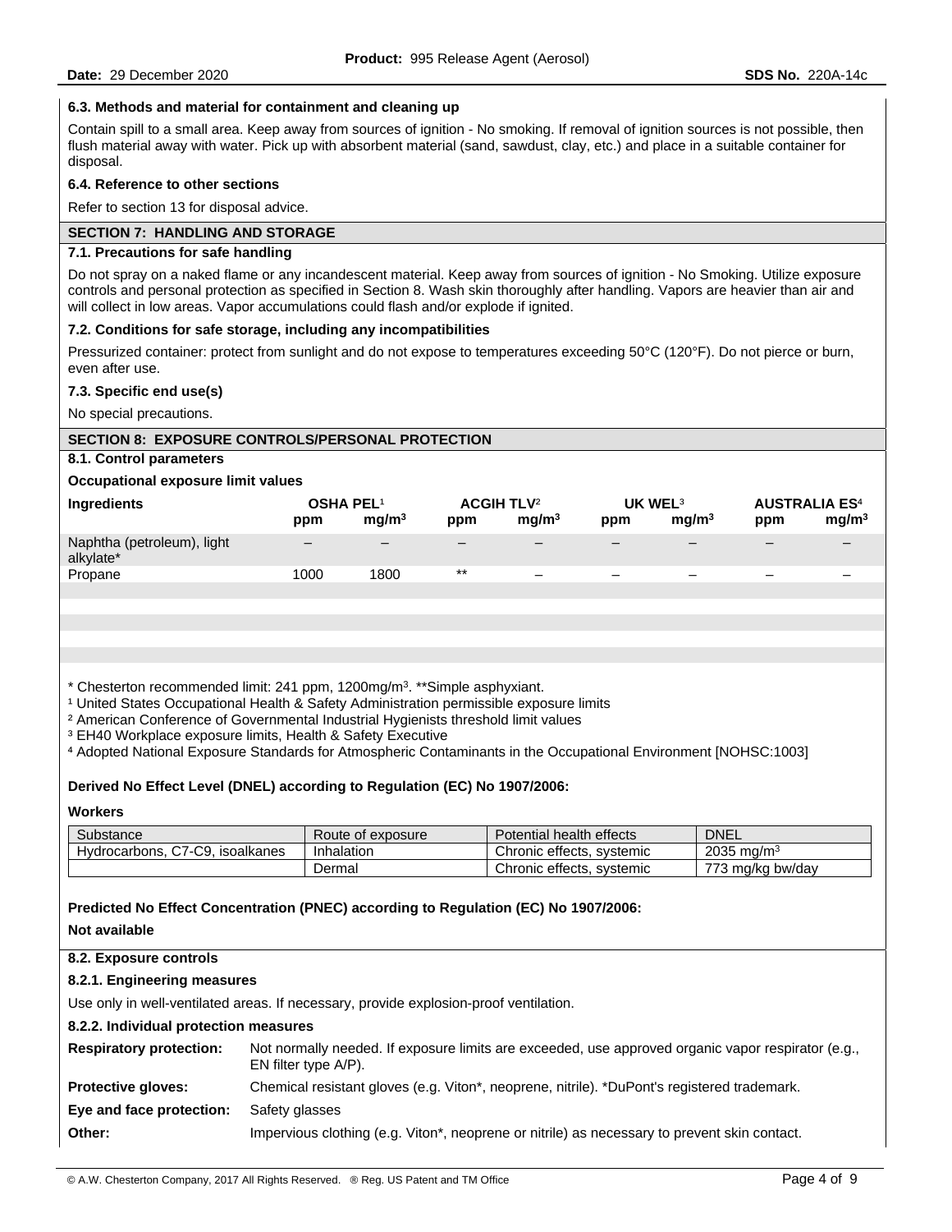### 6.3. Methods and material for containment and cleaning up

Contain spill to a small area. Keep away from sources of ignition - No smoking. If removal of ignition sources is not possible, then flush material away with water. Pick up with absorbent material (sand, sawdust, clay, etc.) and place in a suitable container for disposal.

### 6.4. Reference to other sections

Refer to section 13 for disposal advice.

## SECTION 7: HANDLING AND STORAGE

### 7.1. Precautions for safe handling

Do not spray on a naked flame or any incandescent material. Keep away from sources of ignition - No Smoking. Utilize exposure controls and personal protection as specified in Section 8. Wash skin thoroughly after handling. Vapors are heavier than air and will collect in low areas. Vapor accumulations could flash and/or explode if ignited.

### 7.2. Conditions for safe storage, including any incompatibilities

Pressurized container: protect from sunlight and do not expose to temperatures exceeding 50°C (120°F). Do not pierce or burn, even after use.

### 7.3. Specific end use(s)

No special precautions.

## SECTION 8: EXPOSURE CONTROLS/PERSONAL PROTECTION

### 8.1. Control parameters

**Occupational exposure limit values**

| Ingredients | OSHA PEL[1] | | ACGIH TLV[2] | | UK WEL[3] | | AUSTRALIA ES[4] | |
|---|---|---|---|---|---|---|---|---|
| | ppm | mg/m³ | ppm | mg/m³ | ppm | mg/m³ | ppm | mg/m³ |
| Naphtha (petroleum), light alkylate* | – | – | – | – | – | – | – | – |
| Propane | 1000 | 1800 | ** | – | – | – | – | – |

\* Chesterton recommended limit: 241 ppm, 1200mg/m³. **Simple asphyxiant.

[1] United States Occupational Health & Safety Administration permissible exposure limits

[2] American Conference of Governmental Industrial Hygienists threshold limit values

[3] EH40 Workplace exposure limits, Health & Safety Executive

[4] Adopted National Exposure Standards for Atmospheric Contaminants in the Occupational Environment [NOHSC:1003]

**Derived No Effect Level (DNEL) according to Regulation (EC) No 1907/2006:**

**Workers**

| Substance | Route of exposure | Potential health effects | DNEL |
|---|---|---|---|
| Hydrocarbons, C7-C9, isoalkanes | Inhalation | Chronic effects, systemic | 2035 mg/m³ |
| | Dermal | Chronic effects, systemic | 773 mg/kg bw/day |

**Predicted No Effect Concentration (PNEC) according to Regulation (EC) No 1907/2006:**

**Not available**

### 8.2. Exposure controls

#### 8.2.1. Engineering measures

Use only in well-ventilated areas. If necessary, provide explosion-proof ventilation.

#### 8.2.2. Individual protection measures

**Respiratory protection:** Not normally needed. If exposure limits are exceeded, use approved organic vapor respirator (e.g., EN filter type A/P).

**Protective gloves:** Chemical resistant gloves (e.g. Viton*, neoprene, nitrile). *DuPont's registered trademark.

**Eye and face protection:** Safety glasses

**Other:** Impervious clothing (e.g. Viton*, neoprene or nitrile) as necessary to prevent skin contact.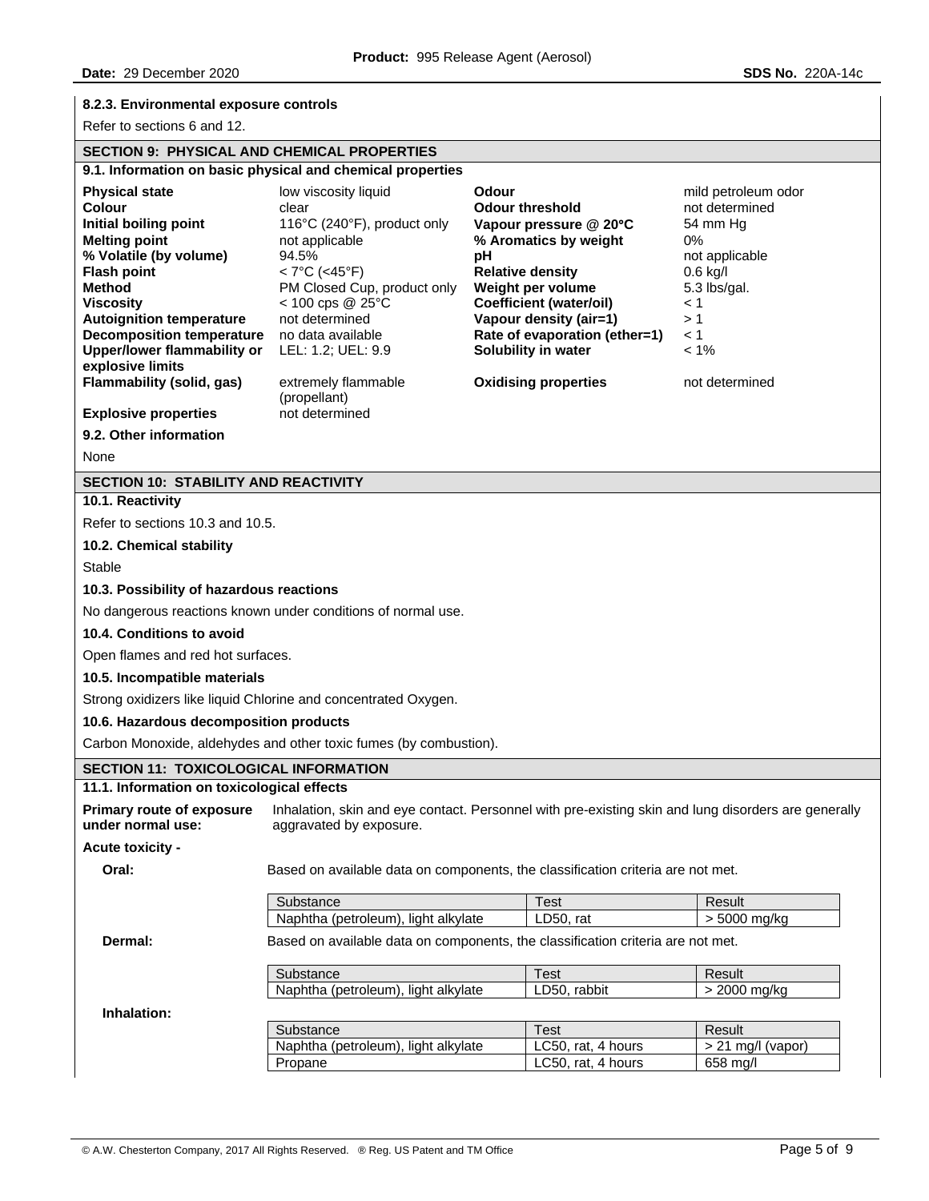### 8.2.3. Environmental exposure controls

Refer to sections 6 and 12.

## SECTION 9: PHYSICAL AND CHEMICAL PROPERTIES

### 9.1. Information on basic physical and chemical properties

| | | | |
|---|---|---|---|
| **Physical state** | low viscosity liquid | **Odour** | mild petroleum odor |
| **Colour** | clear | **Odour threshold** | not determined |
| **Initial boiling point** | 116°C (240°F), product only | **Vapour pressure @ 20°C** | 54 mm Hg |
| **Melting point** | not applicable | **% Aromatics by weight** | 0% |
| **% Volatile (by volume)** | 94.5% | **pH** | not applicable |
| **Flash point** | < 7°C (<45°F) | **Relative density** | 0.6 kg/l |
| **Method** | PM Closed Cup, product only | **Weight per volume** | 5.3 lbs/gal. |
| **Viscosity** | < 100 cps @ 25°C | **Coefficient (water/oil)** | < 1 |
| **Autoignition temperature** | not determined | **Vapour density (air=1)** | > 1 |
| **Decomposition temperature** | no data available | **Rate of evaporation (ether=1)** | < 1 |
| **Upper/lower flammability or explosive limits** | LEL: 1.2; UEL: 9.9 | **Solubility in water** | < 1% |
| **Flammability (solid, gas)** | extremely flammable (propellant) | **Oxidising properties** | not determined |
| **Explosive properties** | not determined | | |

### 9.2. Other information

None

## SECTION 10: STABILITY AND REACTIVITY

### 10.1. Reactivity

Refer to sections 10.3 and 10.5.

### 10.2. Chemical stability

Stable

### 10.3. Possibility of hazardous reactions

No dangerous reactions known under conditions of normal use.

### 10.4. Conditions to avoid

Open flames and red hot surfaces.

### 10.5. Incompatible materials

Strong oxidizers like liquid Chlorine and concentrated Oxygen.

### 10.6. Hazardous decomposition products

Carbon Monoxide, aldehydes and other toxic fumes (by combustion).

## SECTION 11: TOXICOLOGICAL INFORMATION

### 11.1. Information on toxicological effects

**Primary route of exposure under normal use:** Inhalation, skin and eye contact. Personnel with pre-existing skin and lung disorders are generally aggravated by exposure.

**Acute toxicity -**

**Oral:** Based on available data on components, the classification criteria are not met.

| Substance | Test | Result |
|---|---|---|
| Naphtha (petroleum), light alkylate | LD50, rat | > 5000 mg/kg |

**Dermal:** Based on available data on components, the classification criteria are not met.

| Substance | Test | Result |
|---|---|---|
| Naphtha (petroleum), light alkylate | LD50, rabbit | > 2000 mg/kg |

**Inhalation:**

| Substance | Test | Result |
|---|---|---|
| Naphtha (petroleum), light alkylate | LC50, rat, 4 hours | > 21 mg/l (vapor) |
| Propane | LC50, rat, 4 hours | 658 mg/l |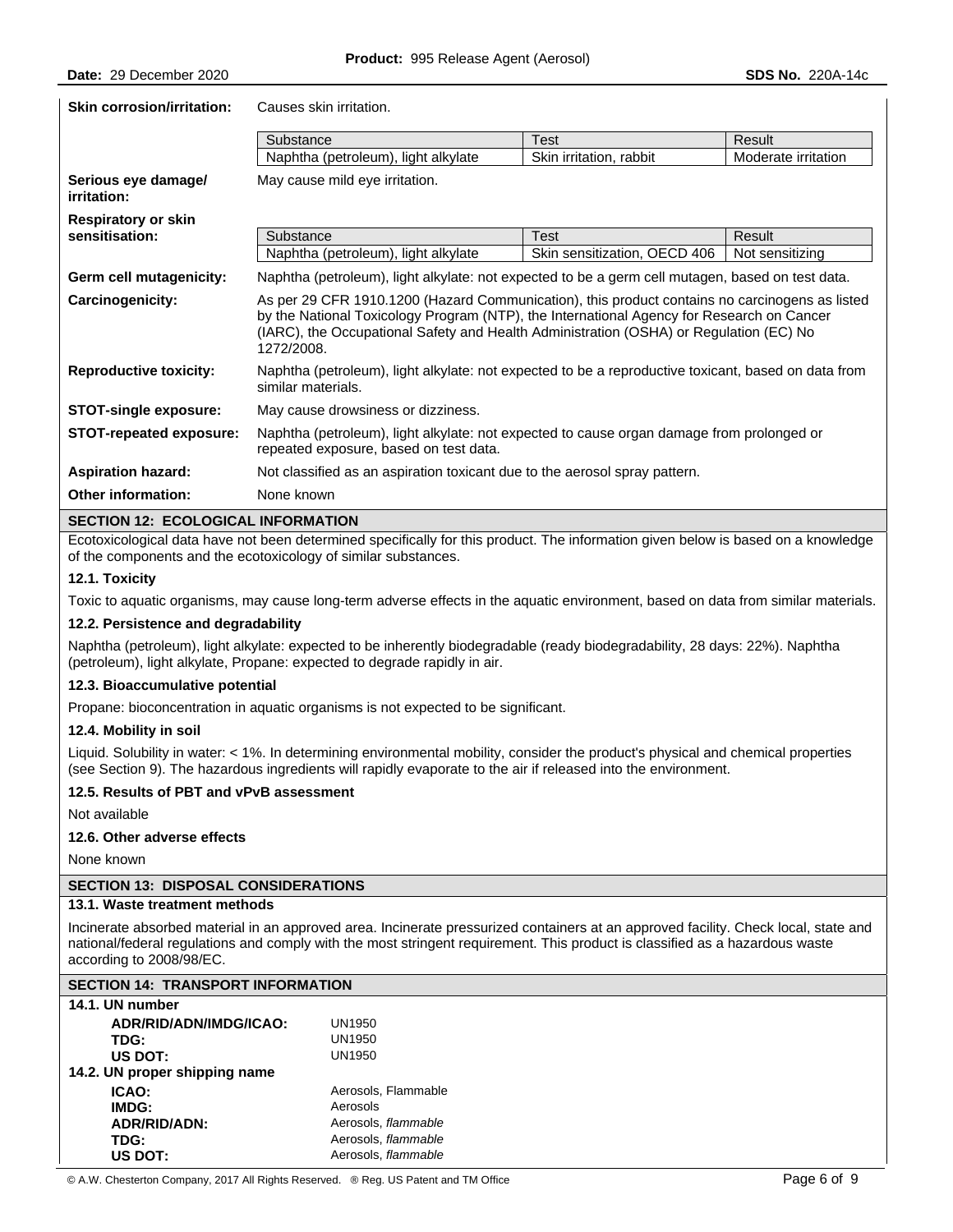**Skin corrosion/irritation:** Causes skin irritation.

| Substance | Test | Result |
|---|---|---|
| Naphtha (petroleum), light alkylate | Skin irritation, rabbit | Moderate irritation |

**Serious eye damage/ irritation:** May cause mild eye irritation.

**Respiratory or skin sensitisation:**

| Substance | Test | Result |
|---|---|---|
| Naphtha (petroleum), light alkylate | Skin sensitization, OECD 406 | Not sensitizing |

**Germ cell mutagenicity:** Naphtha (petroleum), light alkylate: not expected to be a germ cell mutagen, based on test data.

**Carcinogenicity:** As per 29 CFR 1910.1200 (Hazard Communication), this product contains no carcinogens as listed by the National Toxicology Program (NTP), the International Agency for Research on Cancer (IARC), the Occupational Safety and Health Administration (OSHA) or Regulation (EC) No 1272/2008.

**Reproductive toxicity:** Naphtha (petroleum), light alkylate: not expected to be a reproductive toxicant, based on data from similar materials.

**STOT-single exposure:** May cause drowsiness or dizziness.

**STOT-repeated exposure:** Naphtha (petroleum), light alkylate: not expected to cause organ damage from prolonged or repeated exposure, based on test data.

**Aspiration hazard:** Not classified as an aspiration toxicant due to the aerosol spray pattern.

**Other information:** None known

## SECTION 12: ECOLOGICAL INFORMATION

Ecotoxicological data have not been determined specifically for this product. The information given below is based on a knowledge of the components and the ecotoxicology of similar substances.

### 12.1. Toxicity

Toxic to aquatic organisms, may cause long-term adverse effects in the aquatic environment, based on data from similar materials.

### 12.2. Persistence and degradability

Naphtha (petroleum), light alkylate: expected to be inherently biodegradable (ready biodegradability, 28 days: 22%). Naphtha (petroleum), light alkylate, Propane: expected to degrade rapidly in air.

### 12.3. Bioaccumulative potential

Propane: bioconcentration in aquatic organisms is not expected to be significant.

### 12.4. Mobility in soil

Liquid. Solubility in water: < 1%. In determining environmental mobility, consider the product's physical and chemical properties (see Section 9). The hazardous ingredients will rapidly evaporate to the air if released into the environment.

### 12.5. Results of PBT and vPvB assessment

Not available

### 12.6. Other adverse effects

None known

## SECTION 13: DISPOSAL CONSIDERATIONS

### 13.1. Waste treatment methods

Incinerate absorbed material in an approved area. Incinerate pressurized containers at an approved facility. Check local, state and national/federal regulations and comply with the most stringent requirement. This product is classified as a hazardous waste according to 2008/98/EC.

## SECTION 14: TRANSPORT INFORMATION

### 14.1. UN number

**ADR/RID/ADN/IMDG/ICAO:** UN1950
**TDG:** UN1950
**US DOT:** UN1950

### 14.2. UN proper shipping name

**ICAO:** Aerosols, Flammable
**IMDG:** Aerosols
**ADR/RID/ADN:** Aerosols, *flammable*
**TDG:** Aerosols, *flammable*
**US DOT:** Aerosols, *flammable*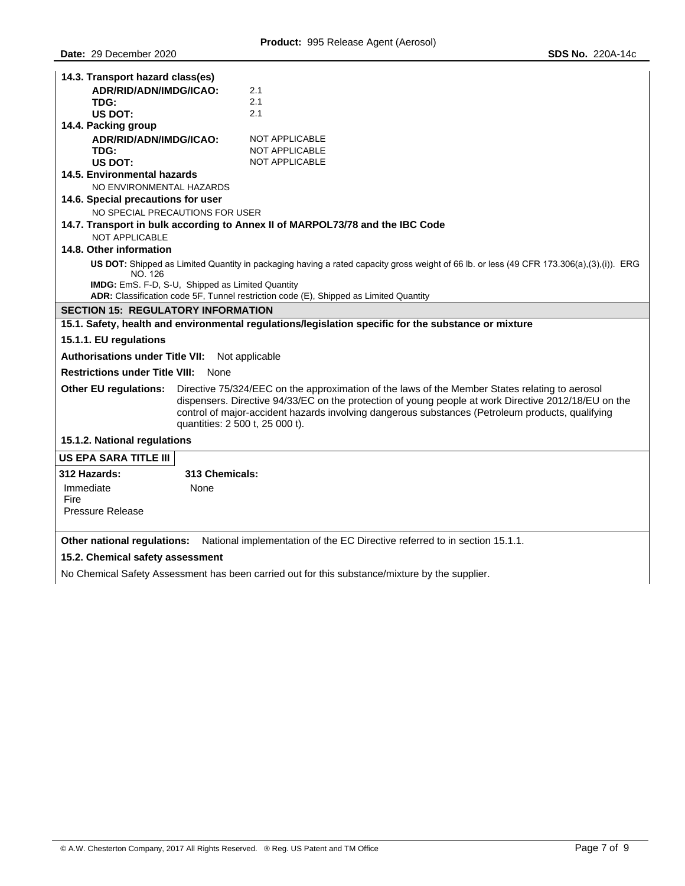**14.3. Transport hazard class(es)**

| | |
|---|---|
| **ADR/RID/ADN/IMDG/ICAO:** | 2.1 |
| **TDG:** | 2.1 |
| **US DOT:** | 2.1 |

**14.4. Packing group**

| | |
|---|---|
| **ADR/RID/ADN/IMDG/ICAO:** | NOT APPLICABLE |
| **TDG:** | NOT APPLICABLE |
| **US DOT:** | NOT APPLICABLE |

**14.5. Environmental hazards**

NO ENVIRONMENTAL HAZARDS

**14.6. Special precautions for user**

NO SPECIAL PRECAUTIONS FOR USER

**14.7. Transport in bulk according to Annex II of MARPOL73/78 and the IBC Code**

NOT APPLICABLE

**14.8. Other information**

**US DOT:** Shipped as Limited Quantity in packaging having a rated capacity gross weight of 66 lb. or less (49 CFR 173.306(a),(3),(i)). ERG NO. 126

**IMDG:** EmS. F-D, S-U, Shipped as Limited Quantity

**ADR:** Classification code 5F, Tunnel restriction code (E), Shipped as Limited Quantity

## SECTION 15: REGULATORY INFORMATION

**15.1. Safety, health and environmental regulations/legislation specific for the substance or mixture**

**15.1.1. EU regulations**

**Authorisations under Title VII:** Not applicable

**Restrictions under Title VIII:** None

**Other EU regulations:** Directive 75/324/EEC on the approximation of the laws of the Member States relating to aerosol dispensers. Directive 94/33/EC on the protection of young people at work Directive 2012/18/EU on the control of major-accident hazards involving dangerous substances (Petroleum products, qualifying quantities: 2 500 t, 25 000 t).

**15.1.2. National regulations**

**US EPA SARA TITLE III**

| 312 Hazards: | 313 Chemicals: |
|---|---|
| Immediate<br>Fire<br>Pressure Release | None |

**Other national regulations:** National implementation of the EC Directive referred to in section 15.1.1.

**15.2. Chemical safety assessment**

No Chemical Safety Assessment has been carried out for this substance/mixture by the supplier.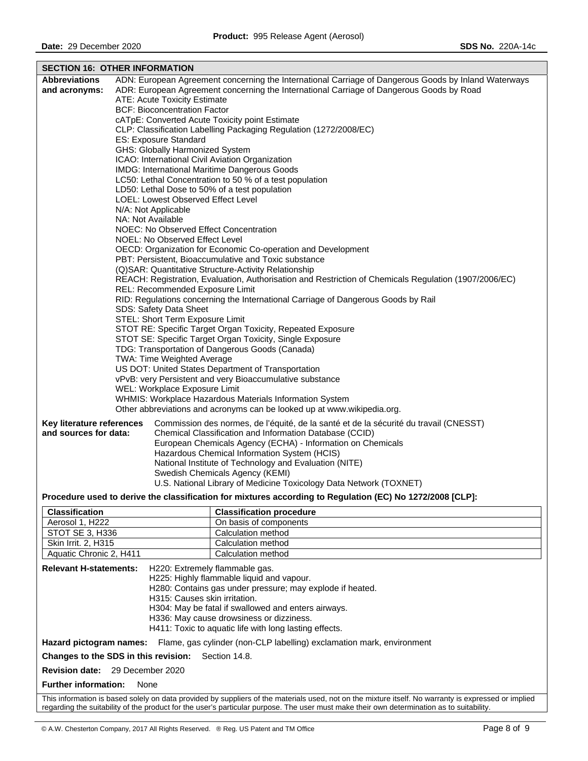## SECTION 16: OTHER INFORMATION

**Abbreviations and acronyms:**

ADN: European Agreement concerning the International Carriage of Dangerous Goods by Inland Waterways
ADR: European Agreement concerning the International Carriage of Dangerous Goods by Road
ATE: Acute Toxicity Estimate
BCF: Bioconcentration Factor
cATpE: Converted Acute Toxicity point Estimate
CLP: Classification Labelling Packaging Regulation (1272/2008/EC)
ES: Exposure Standard
GHS: Globally Harmonized System
ICAO: International Civil Aviation Organization
IMDG: International Maritime Dangerous Goods
LC50: Lethal Concentration to 50 % of a test population
LD50: Lethal Dose to 50% of a test population
LOEL: Lowest Observed Effect Level
N/A: Not Applicable
NA: Not Available
NOEC: No Observed Effect Concentration
NOEL: No Observed Effect Level
OECD: Organization for Economic Co-operation and Development
PBT: Persistent, Bioaccumulative and Toxic substance
(Q)SAR: Quantitative Structure-Activity Relationship
REACH: Registration, Evaluation, Authorisation and Restriction of Chemicals Regulation (1907/2006/EC)
REL: Recommended Exposure Limit
RID: Regulations concerning the International Carriage of Dangerous Goods by Rail
SDS: Safety Data Sheet
STEL: Short Term Exposure Limit
STOT RE: Specific Target Organ Toxicity, Repeated Exposure
STOT SE: Specific Target Organ Toxicity, Single Exposure
TDG: Transportation of Dangerous Goods (Canada)
TWA: Time Weighted Average
US DOT: United States Department of Transportation
vPvB: very Persistent and very Bioaccumulative substance
WEL: Workplace Exposure Limit
WHMIS: Workplace Hazardous Materials Information System
Other abbreviations and acronyms can be looked up at www.wikipedia.org.

**Key literature references and sources for data:**

Commission des normes, de l'équité, de la santé et de la sécurité du travail (CNESST)
Chemical Classification and Information Database (CCID)
European Chemicals Agency (ECHA) - Information on Chemicals
Hazardous Chemical Information System (HCIS)
National Institute of Technology and Evaluation (NITE)
Swedish Chemicals Agency (KEMI)
U.S. National Library of Medicine Toxicology Data Network (TOXNET)

**Procedure used to derive the classification for mixtures according to Regulation (EC) No 1272/2008 [CLP]:**

| Classification | Classification procedure |
|---|---|
| Aerosol 1, H222 | On basis of components |
| STOT SE 3, H336 | Calculation method |
| Skin Irrit. 2, H315 | Calculation method |
| Aquatic Chronic 2, H411 | Calculation method |

**Relevant H-statements:**

H220: Extremely flammable gas.
H225: Highly flammable liquid and vapour.
H280: Contains gas under pressure; may explode if heated.
H315: Causes skin irritation.
H304: May be fatal if swallowed and enters airways.
H336: May cause drowsiness or dizziness.
H411: Toxic to aquatic life with long lasting effects.

**Hazard pictogram names:** Flame, gas cylinder (non-CLP labelling) exclamation mark, environment

**Changes to the SDS in this revision:** Section 14.8.

**Revision date:** 29 December 2020

**Further information:** None

This information is based solely on data provided by suppliers of the materials used, not on the mixture itself. No warranty is expressed or implied regarding the suitability of the product for the user's particular purpose. The user must make their own determination as to suitability.